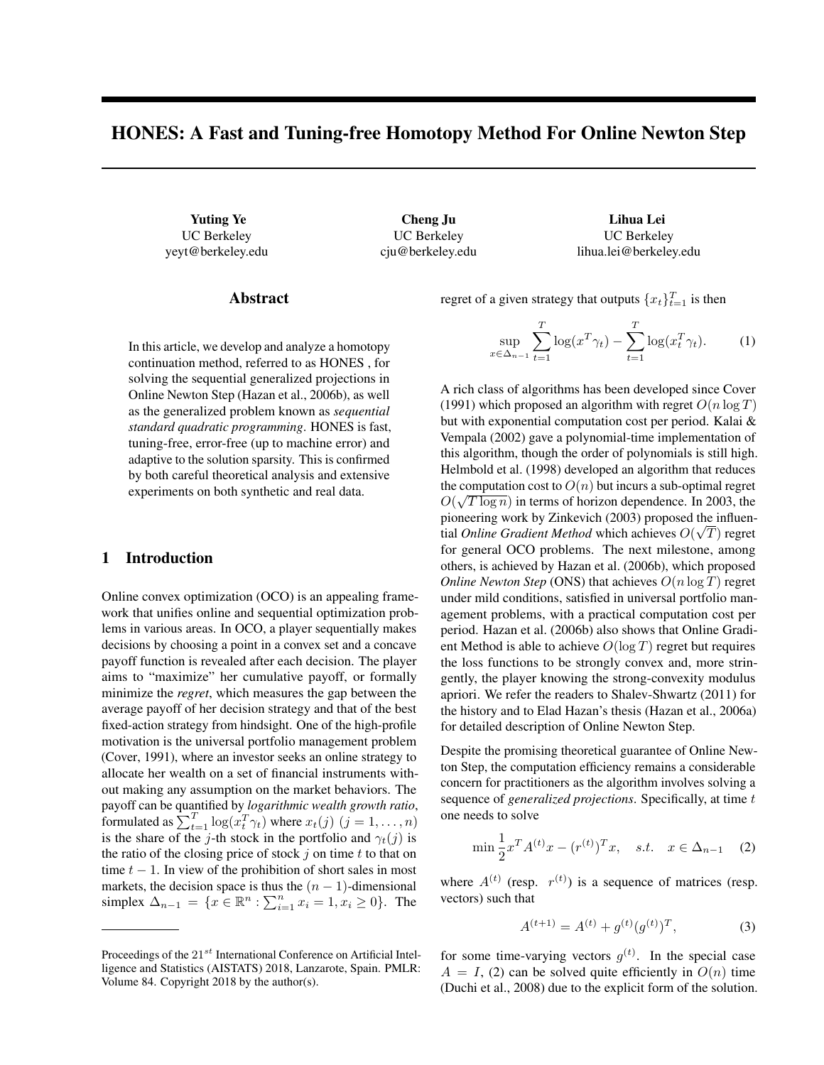# HONES: A Fast and Tuning-free Homotopy Method For Online Newton Step

**Yuting Ye**
UC Berkeley
yeyt@berkeley.edu

**Cheng Ju**
UC Berkeley
cju@berkeley.edu

**Lihua Lei**
UC Berkeley
lihua.lei@berkeley.edu

## Abstract

In this article, we develop and analyze a homotopy continuation method, referred to as HONES , for solving the sequential generalized projections in Online Newton Step (Hazan et al., 2006b), as well as the generalized problem known as *sequential standard quadratic programming*. HONES is fast, tuning-free, error-free (up to machine error) and adaptive to the solution sparsity. This is confirmed by both careful theoretical analysis and extensive experiments on both synthetic and real data.

## 1 Introduction

Online convex optimization (OCO) is an appealing framework that unifies online and sequential optimization problems in various areas. In OCO, a player sequentially makes decisions by choosing a point in a convex set and a concave payoff function is revealed after each decision. The player aims to "maximize" her cumulative payoff, or formally minimize the *regret*, which measures the gap between the average payoff of her decision strategy and that of the best fixed-action strategy from hindsight. One of the high-profile motivation is the universal portfolio management problem (Cover, 1991), where an investor seeks an online strategy to allocate her wealth on a set of financial instruments without making any assumption on the market behaviors. The payoff can be quantified by *logarithmic wealth growth ratio*, formulated as $\sum_{t=1}^{T} \log(x_t^T \gamma_t)$ where $x_t(j)$ $(j = 1, \ldots, n)$ is the share of the $j$-th stock in the portfolio and $\gamma_t(j)$ is the ratio of the closing price of stock $j$ on time $t$ to that on time $t-1$. In view of the prohibition of short sales in most markets, the decision space is thus the $(n-1)$-dimensional simplex $\Delta_{n-1} = \{x \in \mathbb{R}^n : \sum_{i=1}^{n} x_i = 1, x_i \geq 0\}$. The regret of a given strategy that outputs $\{x_t\}_{t=1}^{T}$ is then

$$\sup_{x \in \Delta_{n-1}} \sum_{t=1}^{T} \log(x^T \gamma_t) - \sum_{t=1}^{T} \log(x_t^T \gamma_t). \tag{1}$$

A rich class of algorithms has been developed since Cover (1991) which proposed an algorithm with regret $O(n \log T)$ but with exponential computation cost per period. Kalai & Vempala (2002) gave a polynomial-time implementation of this algorithm, though the order of polynomials is still high. Helmbold et al. (1998) developed an algorithm that reduces the computation cost to $O(n)$ but incurs a sub-optimal regret $O(\sqrt{T \log n})$ in terms of horizon dependence. In 2003, the pioneering work by Zinkevich (2003) proposed the influential *Online Gradient Method* which achieves $O(\sqrt{T})$ regret for general OCO problems. The next milestone, among others, is achieved by Hazan et al. (2006b), which proposed *Online Newton Step* (ONS) that achieves $O(n \log T)$ regret under mild conditions, satisfied in universal portfolio management problems, with a practical computation cost per period. Hazan et al. (2006b) also shows that Online Gradient Method is able to achieve $O(\log T)$ regret but requires the loss functions to be strongly convex and, more stringently, the player knowing the strong-convexity modulus apriori. We refer the readers to Shalev-Shwartz (2011) for the history and to Elad Hazan's thesis (Hazan et al., 2006a) for detailed description of Online Newton Step.

Despite the promising theoretical guarantee of Online Newton Step, the computation efficiency remains a considerable concern for practitioners as the algorithm involves solving a sequence of *generalized projections*. Specifically, at time $t$ one needs to solve

$$\min \frac{1}{2} x^T A^{(t)} x - (r^{(t)})^T x, \quad s.t. \quad x \in \Delta_{n-1} \tag{2}$$

where $A^{(t)}$ (resp. $r^{(t)}$) is a sequence of matrices (resp. vectors) such that

$$A^{(t+1)} = A^{(t)} + g^{(t)} (g^{(t)})^T, \tag{3}$$

for some time-varying vectors $g^{(t)}$. In the special case $A = I$, (2) can be solved quite efficiently in $O(n)$ time (Duchi et al., 2008) due to the explicit form of the solution.

Proceedings of the 21[st] International Conference on Artificial Intelligence and Statistics (AISTATS) 2018, Lanzarote, Spain. PMLR: Volume 84. Copyright 2018 by the author(s).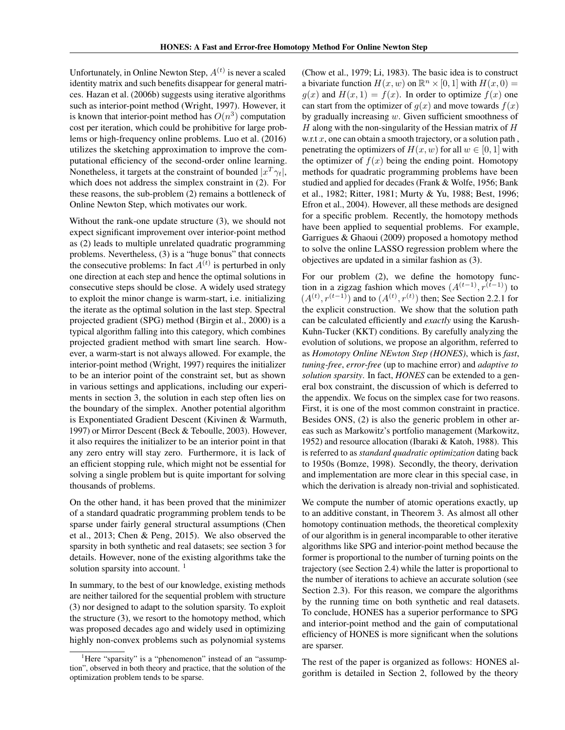Unfortunately, in Online Newton Step, $A^{(t)}$ is never a scaled identity matrix and such benefits disappear for general matrices. Hazan et al. (2006b) suggests using iterative algorithms such as interior-point method (Wright, 1997). However, it is known that interior-point method has $O(n^3)$ computation cost per iteration, which could be prohibitive for large problems or high-frequency online problems. Luo et al. (2016) utilizes the sketching approximation to improve the computational efficiency of the second-order online learning. Nonetheless, it targets at the constraint of bounded $|x^T \gamma_t|$, which does not address the simplex constraint in (2). For these reasons, the sub-problem (2) remains a bottleneck of Online Newton Step, which motivates our work.

Without the rank-one update structure (3), we should not expect significant improvement over interior-point method as (2) leads to multiple unrelated quadratic programming problems. Nevertheless, (3) is a "huge bonus" that connects the consecutive problems: In fact $A^{(t)}$ is perturbed in only one direction at each step and hence the optimal solutions in consecutive steps should be close. A widely used strategy to exploit the minor change is warm-start, i.e. initializing the iterate as the optimal solution in the last step. Spectral projected gradient (SPG) method (Birgin et al., 2000) is a typical algorithm falling into this category, which combines projected gradient method with smart line search. However, a warm-start is not always allowed. For example, the interior-point method (Wright, 1997) requires the initializer to be an interior point of the constraint set, but as shown in various settings and applications, including our experiments in section 3, the solution in each step often lies on the boundary of the simplex. Another potential algorithm is Exponentiated Gradient Descent (Kivinen & Warmuth, 1997) or Mirror Descent (Beck & Teboulle, 2003). However, it also requires the initializer to be an interior point in that any zero entry will stay zero. Furthermore, it is lack of an efficient stopping rule, which might not be essential for solving a single problem but is quite important for solving thousands of problems.

On the other hand, it has been proved that the minimizer of a standard quadratic programming problem tends to be sparse under fairly general structural assumptions (Chen et al., 2013; Chen & Peng, 2015). We also observed the sparsity in both synthetic and real datasets; see section 3 for details. However, none of the existing algorithms take the solution sparsity into account. [1]

In summary, to the best of our knowledge, existing methods are neither tailored for the sequential problem with structure (3) nor designed to adapt to the solution sparsity. To exploit the structure (3), we resort to the homotopy method, which was proposed decades ago and widely used in optimizing highly non-convex problems such as polynomial systems (Chow et al., 1979; Li, 1983). The basic idea is to construct a bivariate function $H(x, w)$ on $\mathbb{R}^n \times [0, 1]$ with $H(x, 0) = g(x)$ and $H(x, 1) = f(x)$. In order to optimize $f(x)$ one can start from the optimizer of $g(x)$ and move towards $f(x)$ by gradually increasing $w$. Given sufficient smoothness of $H$ along with the non-singularity of the Hessian matrix of $H$ w.r.t $x$, one can obtain a smooth trajectory, or a solution path , penetrating the optimizers of $H(x, w)$ for all $w \in [0, 1]$ with the optimizer of $f(x)$ being the ending point. Homotopy methods for quadratic programming problems have been studied and applied for decades (Frank & Wolfe, 1956; Bank et al., 1982; Ritter, 1981; Murty & Yu, 1988; Best, 1996; Efron et al., 2004). However, all these methods are designed for a specific problem. Recently, the homotopy methods have been applied to sequential problems. For example, Garrigues & Ghaoui (2009) proposed a homotopy method to solve the online LASSO regression problem where the objectives are updated in a similar fashion as (3).

For our problem (2), we define the homotopy function in a zigzag fashion which moves $(A^{(t-1)}, r^{(t-1)})$ to $(A^{(t)}, r^{(t-1)})$ and to $(A^{(t)}, r^{(t)})$ then; See Section 2.2.1 for the explicit construction. We show that the solution path can be calculated efficiently and *exactly* using the Karush-Kuhn-Tucker (KKT) conditions. By carefully analyzing the evolution of solutions, we propose an algorithm, referred to as *Homotopy Online NEwton Step (HONES)*, which is *fast*, *tuning-free*, *error-free* (up to machine error) and *adaptive to solution sparsity*. In fact, *HONES* can be extended to a general box constraint, the discussion of which is deferred to the appendix. We focus on the simplex case for two reasons. First, it is one of the most common constraint in practice. Besides ONS, (2) is also the generic problem in other areas such as Markowitz's portfolio management (Markowitz, 1952) and resource allocation (Ibaraki & Katoh, 1988). This is referred to as *standard quadratic optimization* dating back to 1950s (Bomze, 1998). Secondly, the theory, derivation and implementation are more clear in this special case, in which the derivation is already non-trivial and sophisticated.

We compute the number of atomic operations exactly, up to an additive constant, in Theorem 3. As almost all other homotopy continuation methods, the theoretical complexity of our algorithm is in general incomparable to other iterative algorithms like SPG and interior-point method because the former is proportional to the number of turning points on the trajectory (see Section 2.4) while the latter is proportional to the number of iterations to achieve an accurate solution (see Section 2.3). For this reason, we compare the algorithms by the running time on both synthetic and real datasets. To conclude, HONES has a superior performance to SPG and interior-point method and the gain of computational efficiency of HONES is more significant when the solutions are sparser.

The rest of the paper is organized as follows: HONES algorithm is detailed in Section 2, followed by the theory

[1] Here "sparsity" is a "phenomenon" instead of an "assumption", observed in both theory and practice, that the solution of the optimization problem tends to be sparse.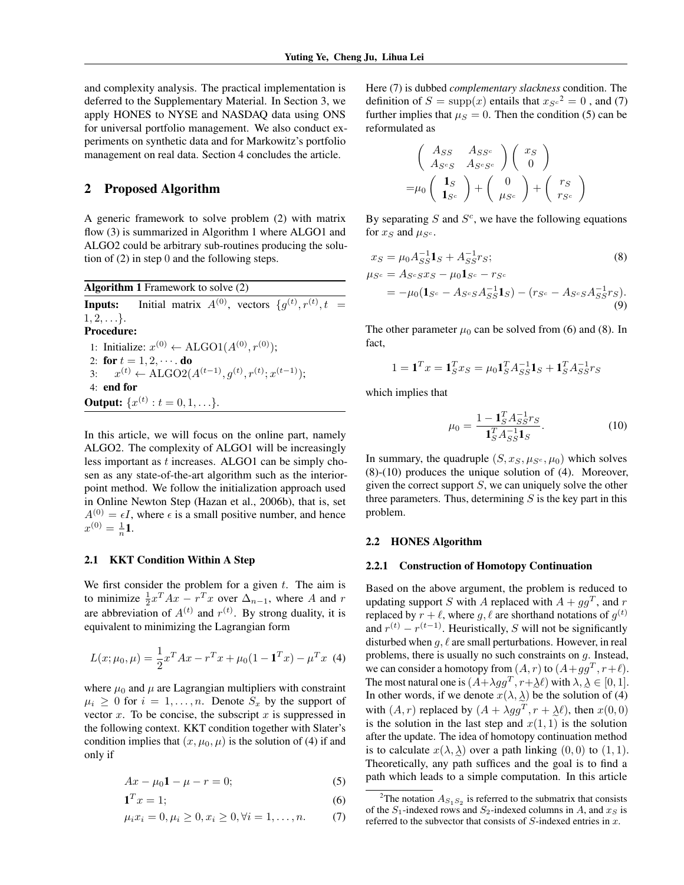and complexity analysis. The practical implementation is deferred to the Supplementary Material. In Section 3, we apply HONES to NYSE and NASDAQ data using ONS for universal portfolio management. We also conduct experiments on synthetic data and for Markowitz's portfolio management on real data. Section 4 concludes the article.

## 2 Proposed Algorithm

A generic framework to solve problem (2) with matrix flow (3) is summarized in Algorithm 1 where ALGO1 and ALGO2 could be arbitrary sub-routines producing the solution of (2) in step 0 and the following steps.

**Algorithm 1** Framework to solve (2)

**Inputs:** Initial matrix $A^{(0)}$, vectors $\{g^{(t)}, r^{(t)}, t = 1, 2, \ldots\}$.

**Procedure:**

1: Initialize: $x^{(0)} \leftarrow \text{ALGO1}(A^{(0)}, r^{(0)})$;
2: **for** $t = 1, 2, \cdots$ **do**
3: $\quad x^{(t)} \leftarrow \text{ALGO2}(A^{(t-1)}, g^{(t)}, r^{(t)}; x^{(t-1)})$;
4: **end for**

**Output:** $\{x^{(t)} : t = 0, 1, \ldots\}$.

In this article, we will focus on the online part, namely ALGO2. The complexity of ALGO1 will be increasingly less important as $t$ increases. ALGO1 can be simply chosen as any state-of-the-art algorithm such as the interior-point method. We follow the initialization approach used in Online Newton Step (Hazan et al., 2006b), that is, set $A^{(0)} = \epsilon I$, where $\epsilon$ is a small positive number, and hence $x^{(0)} = \frac{1}{n}\mathbf{1}$.

### 2.1 KKT Condition Within A Step

We first consider the problem for a given $t$. The aim is to minimize $\frac{1}{2}x^T Ax - r^T x$ over $\Delta_{n-1}$, where $A$ and $r$ are abbreviation of $A^{(t)}$ and $r^{(t)}$. By strong duality, it is equivalent to minimizing the Lagrangian form

$$L(x; \mu_0, \mu) = \frac{1}{2}x^T Ax - r^T x + \mu_0(1 - \mathbf{1}^T x) - \mu^T x \quad (4)$$

where $\mu_0$ and $\mu$ are Lagrangian multipliers with constraint $\mu_i \geq 0$ for $i = 1, \ldots, n$. Denote $S_x$ by the support of vector $x$. To be concise, the subscript $x$ is suppressed in the following context. KKT condition together with Slater's condition implies that $(x, \mu_0, \mu)$ is the solution of (4) if and only if

$$Ax - \mu_0\mathbf{1} - \mu - r = 0; \quad (5)$$

$$\mathbf{1}^T x = 1; \quad (6)$$

$$\mu_i x_i = 0, \mu_i \geq 0, x_i \geq 0, \forall i = 1, \ldots, n. \quad (7)$$

Here (7) is dubbed *complementary slackness* condition. The definition of $S = \text{supp}(x)$ entails that $x_{S^c}{}^2 = 0$ , and (7) further implies that $\mu_S = 0$. Then the condition (5) can be reformulated as

$$\begin{pmatrix} A_{SS} & A_{SS^c} \\ A_{S^cS} & A_{S^cS^c} \end{pmatrix} \begin{pmatrix} x_S \\ 0 \end{pmatrix} = \mu_0 \begin{pmatrix} \mathbf{1}_S \\ \mathbf{1}_{S^c} \end{pmatrix} + \begin{pmatrix} 0 \\ \mu_{S^c} \end{pmatrix} + \begin{pmatrix} r_S \\ r_{S^c} \end{pmatrix}$$

By separating $S$ and $S^c$, we have the following equations for $x_S$ and $\mu_{S^c}$.

$$x_S = \mu_0 A_{SS}^{-1}\mathbf{1}_S + A_{SS}^{-1}r_S; \quad (8)$$

$$\begin{aligned}\mu_{S^c} &= A_{S^cS}x_S - \mu_0\mathbf{1}_{S^c} - r_{S^c} \\ &= -\mu_0(\mathbf{1}_{S^c} - A_{S^cS}A_{SS}^{-1}\mathbf{1}_S) - (r_{S^c} - A_{S^cS}A_{SS}^{-1}r_S).\end{aligned} \quad (9)$$

The other parameter $\mu_0$ can be solved from (6) and (8). In fact,

$$1 = \mathbf{1}^T x = \mathbf{1}_S^T x_S = \mu_0\mathbf{1}_S^T A_{SS}^{-1}\mathbf{1}_S + \mathbf{1}_S^T A_{SS}^{-1}r_S$$

which implies that

$$\mu_0 = \frac{1 - \mathbf{1}_S^T A_{SS}^{-1}r_S}{\mathbf{1}_S^T A_{SS}^{-1}\mathbf{1}_S}. \quad (10)$$

In summary, the quadruple $(S, x_S, \mu_{S^c}, \mu_0)$ which solves (8)-(10) produces the unique solution of (4). Moreover, given the correct support $S$, we can uniquely solve the other three parameters. Thus, determining $S$ is the key part in this problem.

### 2.2 HONES Algorithm

#### 2.2.1 Construction of Homotopy Continuation

Based on the above argument, the problem is reduced to updating support $S$ with $A$ replaced with $A + gg^T$, and $r$ replaced by $r + \ell$, where $g, \ell$ are shorthand notations of $g^{(t)}$ and $r^{(t)} - r^{(t-1)}$. Heuristically, $S$ will not be significantly disturbed when $g, \ell$ are small perturbations. However, in real problems, there is usually no such constraints on $g$. Instead, we can consider a homotopy from $(A, r)$ to $(A + gg^T, r + \ell)$. The most natural one is $(A + \lambda gg^T, r + \underset{\sim}{\lambda}\ell)$ with $\lambda, \underset{\sim}{\lambda} \in [0, 1]$. In other words, if we denote $x(\lambda, \underset{\sim}{\lambda})$ be the solution of (4) with $(A, r)$ replaced by $(A + \lambda gg^T, r + \underset{\sim}{\lambda}\ell)$, then $x(0, 0)$ is the solution in the last step and $x(1, 1)$ is the solution after the update. The idea of homotopy continuation method is to calculate $x(\lambda, \underset{\sim}{\lambda})$ over a path linking $(0, 0)$ to $(1, 1)$. Theoretically, any path suffices and the goal is to find a path which leads to a simple computation. In this article

[2] The notation $A_{S_1S_2}$ is referred to the submatrix that consists of the $S_1$-indexed rows and $S_2$-indexed columns in $A$, and $x_S$ is referred to the subvector that consists of $S$-indexed entries in $x$.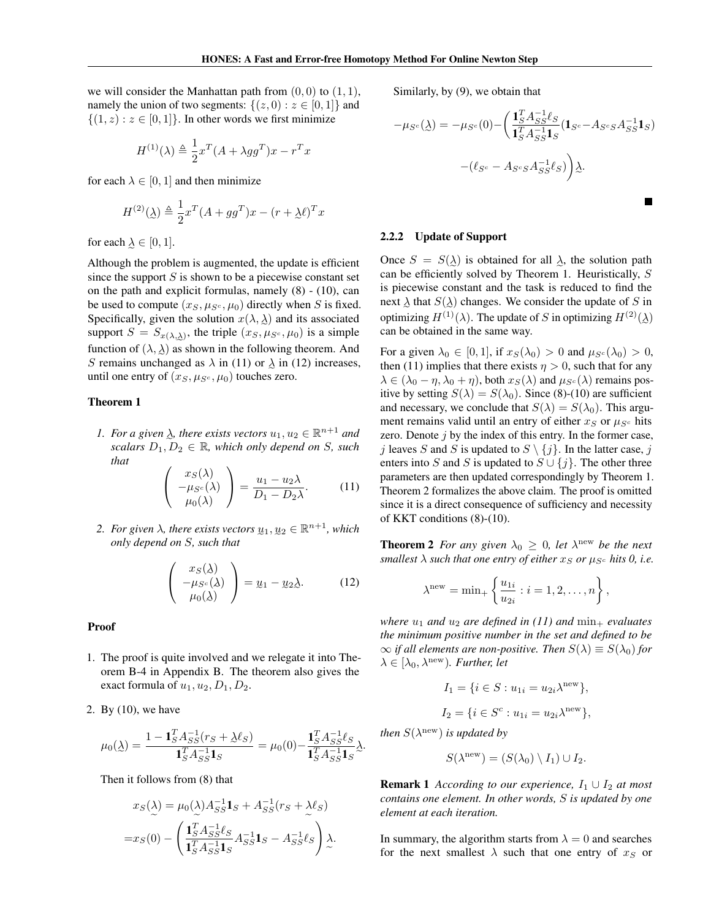we will consider the Manhattan path from $(0,0)$ to $(1,1)$, namely the union of two segments: $\{(z,0) : z \in [0,1]\}$ and $\{(1,z) : z \in [0,1]\}$. In other words we first minimize

$$H^{(1)}(\lambda) \triangleq \frac{1}{2}x^T(A + \lambda gg^T)x - r^T x$$

for each $\lambda \in [0,1]$ and then minimize

$$H^{(2)}(\underset{\sim}{\lambda}) \triangleq \frac{1}{2}x^T(A + gg^T)x - (r + \underset{\sim}{\lambda}\ell)^T x$$

for each $\underset{\sim}{\lambda} \in [0,1]$.

Although the problem is augmented, the update is efficient since the support $S$ is shown to be a piecewise constant set on the path and explicit formulas, namely (8) - (10), can be used to compute $(x_S, \mu_{S^c}, \mu_0)$ directly when $S$ is fixed. Specifically, given the solution $x(\lambda, \underset{\sim}{\lambda})$ and its associated support $S = S_{x(\lambda,\underset{\sim}{\lambda})}$, the triple $(x_S, \mu_{S^c}, \mu_0)$ is a simple function of $(\lambda, \underset{\sim}{\lambda})$ as shown in the following theorem. And $S$ remains unchanged as $\lambda$ in (11) or $\underset{\sim}{\lambda}$ in (12) increases, until one entry of $(x_S, \mu_{S^c}, \mu_0)$ touches zero.

**Theorem 1**

1. *For a given $\underset{\sim}{\lambda}$, there exists vectors $u_1, u_2 \in \mathbb{R}^{n+1}$ and scalars $D_1, D_2 \in \mathbb{R}$, which only depend on $S$, such that*

$$\begin{pmatrix} x_S(\lambda) \\ -\mu_{S^c}(\lambda) \\ \mu_0(\lambda) \end{pmatrix} = \frac{u_1 - u_2\lambda}{D_1 - D_2\lambda}. \qquad (11)$$

2. *For given $\lambda$, there exists vectors $\underset{\sim}{u}_1, \underset{\sim}{u}_2 \in \mathbb{R}^{n+1}$, which only depend on $S$, such that*

$$\begin{pmatrix} x_S(\underset{\sim}{\lambda}) \\ -\mu_{S^c}(\underset{\sim}{\lambda}) \\ \mu_0(\underset{\sim}{\lambda}) \end{pmatrix} = \underset{\sim}{u}_1 - \underset{\sim}{u}_2\underset{\sim}{\lambda}. \qquad (12)$$

**Proof**

1. The proof is quite involved and we relegate it into Theorem B-4 in Appendix B. The theorem also gives the exact formula of $u_1, u_2, D_1, D_2$.

2. By (10), we have

$$\mu_0(\underset{\sim}{\lambda}) = \frac{1 - \mathbf{1}_S^T A_{SS}^{-1}(r_S + \underset{\sim}{\lambda}\ell_S)}{\mathbf{1}_S^T A_{SS}^{-1}\mathbf{1}_S} = \mu_0(0) - \frac{\mathbf{1}_S^T A_{SS}^{-1}\ell_S}{\mathbf{1}_S^T A_{SS}^{-1}\mathbf{1}_S}\underset{\sim}{\lambda}.$$

Then it follows from (8) that

$$x_S(\underset{\sim}{\lambda}) = \mu_0(\underset{\sim}{\lambda})A_{SS}^{-1}\mathbf{1}_S + A_{SS}^{-1}(r_S + \underset{\sim}{\lambda}\ell_S)$$
$$= x_S(0) - \left(\frac{\mathbf{1}_S^T A_{SS}^{-1}\ell_S}{\mathbf{1}_S^T A_{SS}^{-1}\mathbf{1}_S}A_{SS}^{-1}\mathbf{1}_S - A_{SS}^{-1}\ell_S\right)\underset{\sim}{\lambda}.$$

Similarly, by (9), we obtain that

$$-\mu_{S^c}(\underset{\sim}{\lambda}) = -\mu_{S^c}(0) - \left(\frac{\mathbf{1}_S^T A_{SS}^{-1}\ell_S}{\mathbf{1}_S^T A_{SS}^{-1}\mathbf{1}_S}(\mathbf{1}_{S^c} - A_{S^cS}A_{SS}^{-1}\mathbf{1}_S) - (\ell_{S^c} - A_{S^cS}A_{SS}^{-1}\ell_S)\right)\underset{\sim}{\lambda}.$$

■

### 2.2.2 Update of Support

Once $S = S(\underset{\sim}{\lambda})$ is obtained for all $\underset{\sim}{\lambda}$, the solution path can be efficiently solved by Theorem 1. Heuristically, $S$ is piecewise constant and the task is reduced to find the next $\underset{\sim}{\lambda}$ that $S(\underset{\sim}{\lambda})$ changes. We consider the update of $S$ in optimizing $H^{(1)}(\lambda)$. The update of $S$ in optimizing $H^{(2)}(\underset{\sim}{\lambda})$ can be obtained in the same way.

For a given $\lambda_0 \in [0,1]$, if $x_S(\lambda_0) > 0$ and $\mu_{S^c}(\lambda_0) > 0$, then (11) implies that there exists $\eta > 0$, such that for any $\lambda \in (\lambda_0 - \eta, \lambda_0 + \eta)$, both $x_S(\lambda)$ and $\mu_{S^c}(\lambda)$ remains positive by setting $S(\lambda) = S(\lambda_0)$. Since (8)-(10) are sufficient and necessary, we conclude that $S(\lambda) = S(\lambda_0)$. This argument remains valid until an entry of either $x_S$ or $\mu_{S^c}$ hits zero. Denote $j$ by the index of this entry. In the former case, $j$ leaves $S$ and $S$ is updated to $S \setminus \{j\}$. In the latter case, $j$ enters into $S$ and $S$ is updated to $S \cup \{j\}$. The other three parameters are then updated correspondingly by Theorem 1. Theorem 2 formalizes the above claim. The proof is omitted since it is a direct consequence of sufficiency and necessity of KKT conditions (8)-(10).

**Theorem 2** *For any given $\lambda_0 \geq 0$, let $\lambda^{\text{new}}$ be the next smallest $\lambda$ such that one entry of either $x_S$ or $\mu_{S^c}$ hits 0, i.e.*

$$\lambda^{\text{new}} = \min{}_+\left\{\frac{u_{1i}}{u_{2i}} : i = 1, 2, \ldots, n\right\},$$

*where $u_1$ and $u_2$ are defined in (11) and $\min_+$ evaluates the minimum positive number in the set and defined to be $\infty$ if all elements are non-positive. Then $S(\lambda) \equiv S(\lambda_0)$ for $\lambda \in [\lambda_0, \lambda^{\text{new}})$. Further, let*

$$I_1 = \{i \in S : u_{1i} = u_{2i}\lambda^{\text{new}}\},$$
$$I_2 = \{i \in S^c : u_{1i} = u_{2i}\lambda^{\text{new}}\},$$

*then $S(\lambda^{\text{new}})$ is updated by*

$$S(\lambda^{\text{new}}) = (S(\lambda_0) \setminus I_1) \cup I_2.$$

**Remark 1** *According to our experience, $I_1 \cup I_2$ at most contains one element. In other words, $S$ is updated by one element at each iteration.*

In summary, the algorithm starts from $\lambda = 0$ and searches for the next smallest $\lambda$ such that one entry of $x_S$ or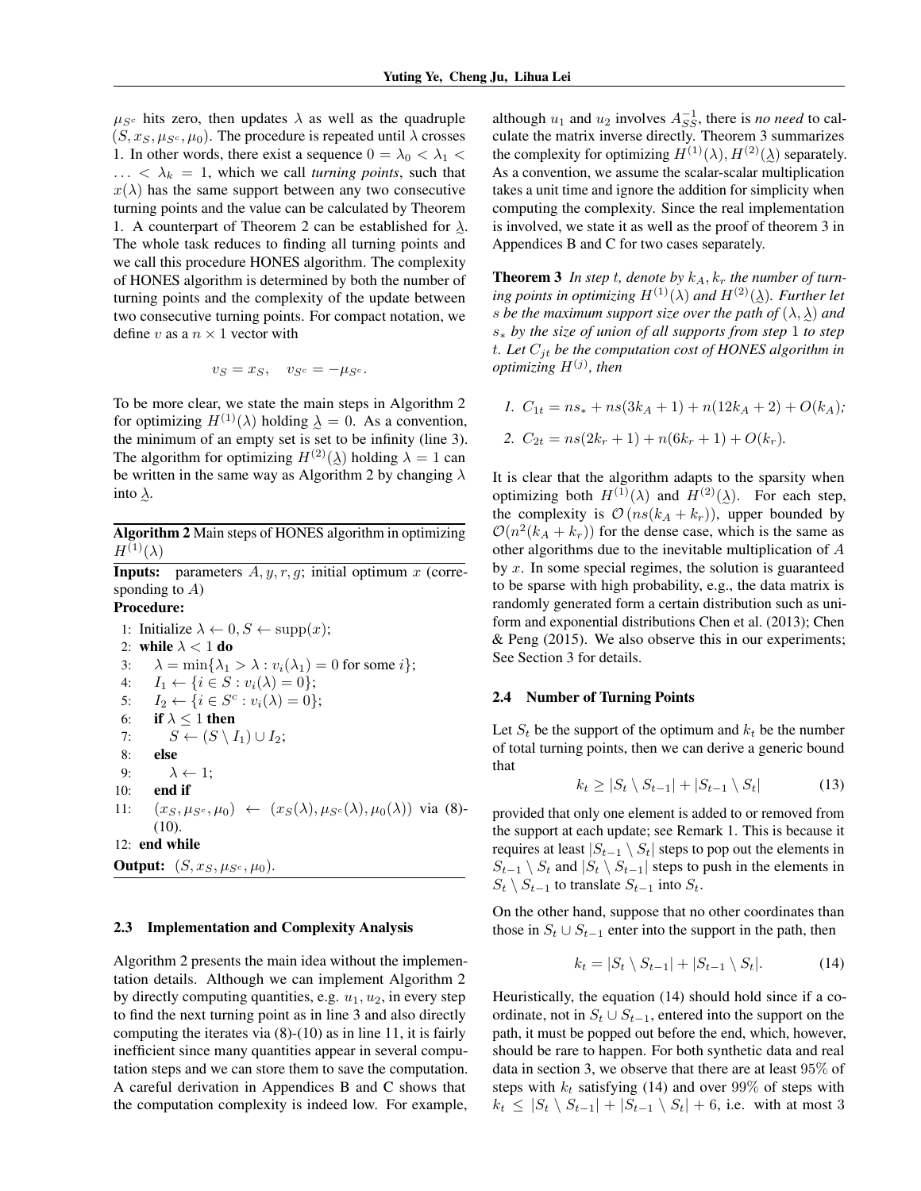$\mu_{S^c}$ hits zero, then updates $\lambda$ as well as the quadruple $(S, x_S, \mu_{S^c}, \mu_0)$. The procedure is repeated until $\lambda$ crosses 1. In other words, there exist a sequence $0 = \lambda_0 < \lambda_1 < \ldots < \lambda_k = 1$, which we call *turning points*, such that $x(\lambda)$ has the same support between any two consecutive turning points and the value can be calculated by Theorem 1. A counterpart of Theorem 2 can be established for $\underset{\sim}{\lambda}$. The whole task reduces to finding all turning points and we call this procedure HONES algorithm. The complexity of HONES algorithm is determined by both the number of turning points and the complexity of the update between two consecutive turning points. For compact notation, we define $v$ as a $n \times 1$ vector with

$$v_S = x_S, \quad v_{S^c} = -\mu_{S^c}.$$

To be more clear, we state the main steps in Algorithm 2 for optimizing $H^{(1)}(\lambda)$ holding $\underset{\sim}{\lambda} = 0$. As a convention, the minimum of an empty set is set to be infinity (line 3). The algorithm for optimizing $H^{(2)}(\underset{\sim}{\lambda})$ holding $\lambda = 1$ can be written in the same way as Algorithm 2 by changing $\lambda$ into $\underset{\sim}{\lambda}$.

**Algorithm 2** Main steps of HONES algorithm in optimizing $H^{(1)}(\lambda)$

**Inputs:** parameters $A, y, r, g$; initial optimum $x$ (corresponding to $A$)

**Procedure:**

1: Initialize $\lambda \leftarrow 0, S \leftarrow \mathrm{supp}(x)$;
2: **while** $\lambda < 1$ **do**
3: $\quad \lambda = \min\{\lambda_1 > \lambda : v_i(\lambda_1) = 0 \text{ for some } i\}$;
4: $\quad I_1 \leftarrow \{i \in S : v_i(\lambda) = 0\}$;
5: $\quad I_2 \leftarrow \{i \in S^c : v_i(\lambda) = 0\}$;
6: $\quad$ **if** $\lambda \leq 1$ **then**
7: $\quad\quad S \leftarrow (S \setminus I_1) \cup I_2$;
8: $\quad$ **else**
9: $\quad\quad \lambda \leftarrow 1$;
10: $\quad$ **end if**
11: $\quad (x_S, \mu_{S^c}, \mu_0) \leftarrow (x_S(\lambda), \mu_{S^c}(\lambda), \mu_0(\lambda))$ via (8)-(10).
12: **end while**

**Output:** $(S, x_S, \mu_{S^c}, \mu_0)$.

### 2.3 Implementation and Complexity Analysis

Algorithm 2 presents the main idea without the implementation details. Although we can implement Algorithm 2 by directly computing quantities, e.g. $u_1, u_2$, in every step to find the next turning point as in line 3 and also directly computing the iterates via (8)-(10) as in line 11, it is fairly inefficient since many quantities appear in several computation steps and we can store them to save the computation. A careful derivation in Appendices B and C shows that the computation complexity is indeed low. For example, although $u_1$ and $u_2$ involves $A_{SS}^{-1}$, there is *no need* to calculate the matrix inverse directly. Theorem 3 summarizes the complexity for optimizing $H^{(1)}(\lambda), H^{(2)}(\underset{\sim}{\lambda})$ separately. As a convention, we assume the scalar-scalar multiplication takes a unit time and ignore the addition for simplicity when computing the complexity. Since the real implementation is involved, we state it as well as the proof of theorem 3 in Appendices B and C for two cases separately.

**Theorem 3** *In step $t$, denote by $k_A, k_r$ the number of turning points in optimizing $H^{(1)}(\lambda)$ and $H^{(2)}(\underset{\sim}{\lambda})$. Further let $s$ be the maximum support size over the path of $(\lambda, \underset{\sim}{\lambda})$ and $s_*$ by the size of union of all supports from step 1 to step $t$. Let $C_{jt}$ be the computation cost of HONES algorithm in optimizing $H^{(j)}$, then*

1. $C_{1t} = ns_* + ns(3k_A + 1) + n(12k_A + 2) + O(k_A)$;
2. $C_{2t} = ns(2k_r + 1) + n(6k_r + 1) + O(k_r)$.

It is clear that the algorithm adapts to the sparsity when optimizing both $H^{(1)}(\lambda)$ and $H^{(2)}(\underset{\sim}{\lambda})$. For each step, the complexity is $\mathcal{O}(ns(k_A + k_r))$, upper bounded by $\mathcal{O}(n^2(k_A + k_r))$ for the dense case, which is the same as other algorithms due to the inevitable multiplication of $A$ by $x$. In some special regimes, the solution is guaranteed to be sparse with high probability, e.g., the data matrix is randomly generated form a certain distribution such as uniform and exponential distributions Chen et al. (2013); Chen & Peng (2015). We also observe this in our experiments; See Section 3 for details.

### 2.4 Number of Turning Points

Let $S_t$ be the support of the optimum and $k_t$ be the number of total turning points, then we can derive a generic bound that

$$k_t \geq |S_t \setminus S_{t-1}| + |S_{t-1} \setminus S_t| \tag{13}$$

provided that only one element is added to or removed from the support at each update; see Remark 1. This is because it requires at least $|S_{t-1} \setminus S_t|$ steps to pop out the elements in $S_{t-1} \setminus S_t$ and $|S_t \setminus S_{t-1}|$ steps to push in the elements in $S_t \setminus S_{t-1}$ to translate $S_{t-1}$ into $S_t$.

On the other hand, suppose that no other coordinates than those in $S_t \cup S_{t-1}$ enter into the support in the path, then

$$k_t = |S_t \setminus S_{t-1}| + |S_{t-1} \setminus S_t|. \tag{14}$$

Heuristically, the equation (14) should hold since if a coordinate, not in $S_t \cup S_{t-1}$, entered into the support on the path, it must be popped out before the end, which, however, should be rare to happen. For both synthetic data and real data in section 3, we observe that there are at least 95% of steps with $k_t$ satisfying (14) and over 99% of steps with $k_t \leq |S_t \setminus S_{t-1}| + |S_{t-1} \setminus S_t| + 6$, i.e. with at most 3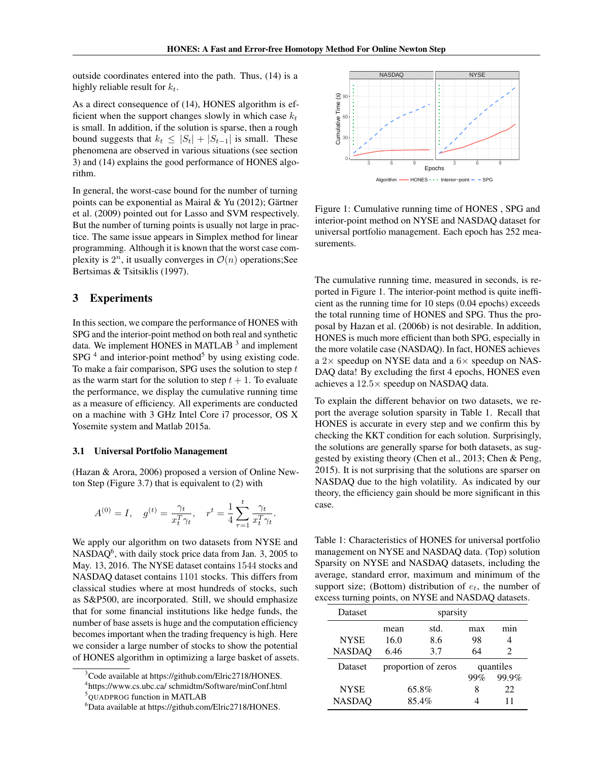outside coordinates entered into the path. Thus, (14) is a highly reliable result for $k_t$.

As a direct consequence of (14), HONES algorithm is efficient when the support changes slowly in which case $k_t$ is small. In addition, if the solution is sparse, then a rough bound suggests that $k_t \leq |S_t| + |S_{t-1}|$ is small. These phenomena are observed in various situations (see section 3) and (14) explains the good performance of HONES algorithm.

In general, the worst-case bound for the number of turning points can be exponential as Mairal & Yu (2012); Gärtner et al. (2009) pointed out for Lasso and SVM respectively. But the number of turning points is usually not large in practice. The same issue appears in Simplex method for linear programming. Although it is known that the worst case complexity is $2^n$, it usually converges in $\mathcal{O}(n)$ operations;See Bertsimas & Tsitsiklis (1997).

## 3 Experiments

In this section, we compare the performance of HONES with SPG and the interior-point method on both real and synthetic data. We implement HONES in MATLAB [3] and implement SPG [4] and interior-point method[5] by using existing code. To make a fair comparison, SPG uses the solution to step $t$ as the warm start for the solution to step $t+1$. To evaluate the performance, we display the cumulative running time as a measure of efficiency. All experiments are conducted on a machine with 3 GHz Intel Core i7 processor, OS X Yosemite system and Matlab 2015a.

### 3.1 Universal Portfolio Management

(Hazan & Arora, 2006) proposed a version of Online Newton Step (Figure 3.7) that is equivalent to (2) with

$$A^{(0)} = I, \quad g^{(t)} = \frac{\gamma_t}{x_t^T \gamma_t}, \quad r^t = \frac{1}{4} \sum_{\tau=1}^{t} \frac{\gamma_t}{x_t^T \gamma_t}.$$

We apply our algorithm on two datasets from NYSE and NASDAQ[6], with daily stock price data from Jan. 3, 2005 to May. 13, 2016. The NYSE dataset contains 1544 stocks and NASDAQ dataset contains 1101 stocks. This differs from classical studies where at most hundreds of stocks, such as S&P500, are incorporated. Still, we should emphasize that for some financial institutions like hedge funds, the number of base assets is huge and the computation efficiency becomes important when the trading frequency is high. Here we consider a large number of stocks to show the potential of HONES algorithm in optimizing a large basket of assets.

[3] Code available at https://github.com/Elric2718/HONES.

[4] https://www.cs.ubc.ca/ schmidtm/Software/minConf.html

[5] QUADPROG function in MATLAB

[6] Data available at https://github.com/Elric2718/HONES.

Figure 1: Cumulative running time of HONES , SPG and interior-point method on NYSE and NASDAQ dataset for universal portfolio management. Each epoch has 252 measurements.

The cumulative running time, measured in seconds, is reported in Figure 1. The interior-point method is quite inefficient as the running time for 10 steps (0.04 epochs) exceeds the total running time of HONES and SPG. Thus the proposal by Hazan et al. (2006b) is not desirable. In addition, HONES is much more efficient than both SPG, especially in the more volatile case (NASDAQ). In fact, HONES achieves a $2\times$ speedup on NYSE data and a $6\times$ speedup on NASDAQ data! By excluding the first 4 epochs, HONES even achieves a $12.5\times$ speedup on NASDAQ data.

To explain the different behavior on two datasets, we report the average solution sparsity in Table 1. Recall that HONES is accurate in every step and we confirm this by checking the KKT condition for each solution. Surprisingly, the solutions are generally sparse for both datasets, as suggested by existing theory (Chen et al., 2013; Chen & Peng, 2015). It is not surprising that the solutions are sparser on NASDAQ due to the high volatility. As indicated by our theory, the efficiency gain should be more significant in this case.

Table 1: Characteristics of HONES for universal portfolio management on NYSE and NASDAQ data. (Top) solution Sparsity on NYSE and NASDAQ datasets, including the average, standard error, maximum and minimum of the support size; (Bottom) distribution of $e_t$, the number of excess turning points, on NYSE and NASDAQ datasets.

| Dataset | sparsity | | | |
|---|---|---|---|---|
| | mean | std. | max | min |
| NYSE | 16.0 | 8.6 | 98 | 4 |
| NASDAQ | 6.46 | 3.7 | 64 | 2 |

| Dataset | proportion of zeros | quantiles | |
|---|---|---|---|
| | | 99% | 99.9% |
| NYSE | 65.8% | 8 | 22 |
| NASDAQ | 85.4% | 4 | 11 |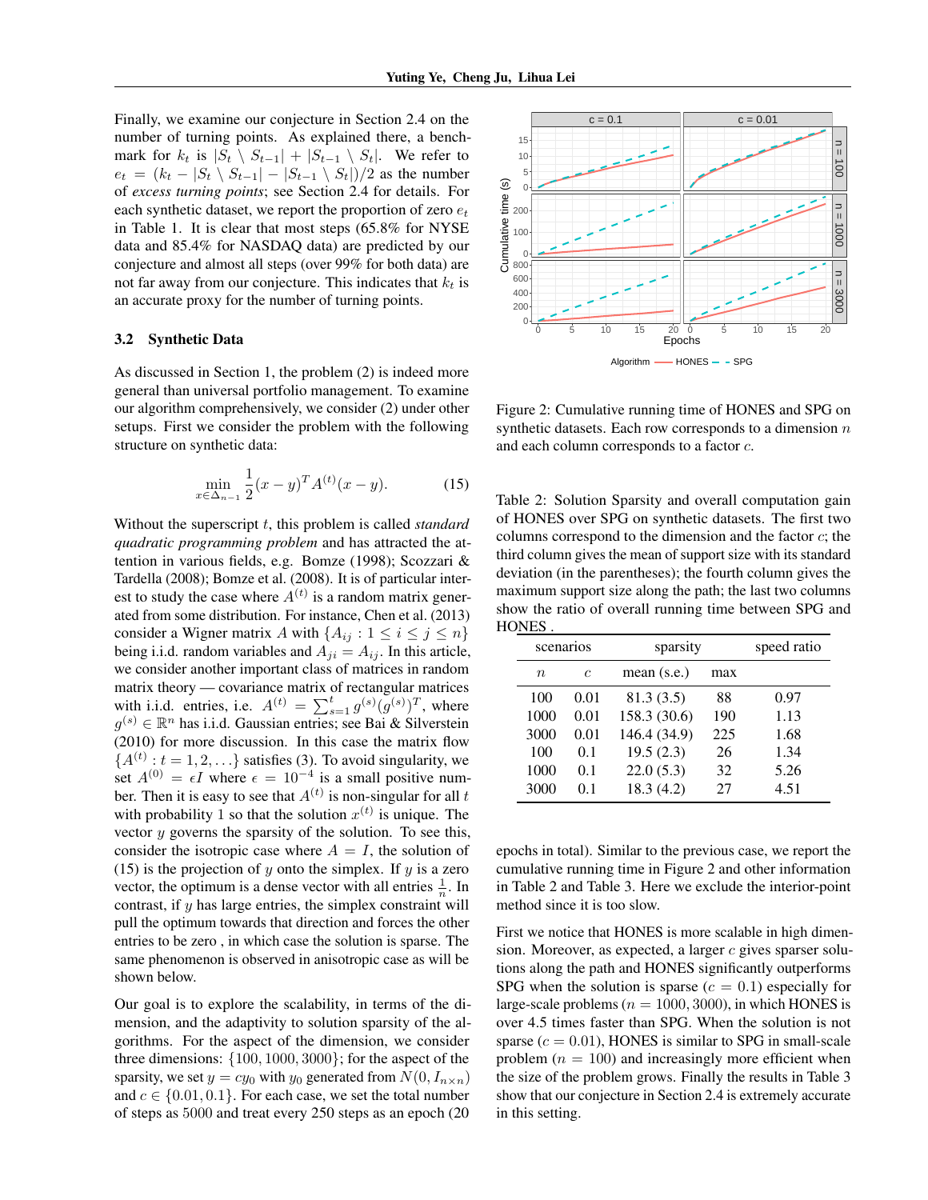Finally, we examine our conjecture in Section 2.4 on the number of turning points. As explained there, a benchmark for $k_t$ is $|S_t \setminus S_{t-1}| + |S_{t-1} \setminus S_t|$. We refer to $e_t = (k_t - |S_t \setminus S_{t-1}| - |S_{t-1} \setminus S_t|)/2$ as the number of *excess turning points*; see Section 2.4 for details. For each synthetic dataset, we report the proportion of zero $e_t$ in Table 1. It is clear that most steps (65.8% for NYSE data and 85.4% for NASDAQ data) are predicted by our conjecture and almost all steps (over 99% for both data) are not far away from our conjecture. This indicates that $k_t$ is an accurate proxy for the number of turning points.

### 3.2 Synthetic Data

As discussed in Section 1, the problem (2) is indeed more general than universal portfolio management. To examine our algorithm comprehensively, we consider (2) under other setups. First we consider the problem with the following structure on synthetic data:

$$\min_{x \in \Delta_{n-1}} \frac{1}{2}(x-y)^T A^{(t)} (x-y). \tag{15}$$

Without the superscript $t$, this problem is called *standard quadratic programming problem* and has attracted the attention in various fields, e.g. Bomze (1998); Scozzari & Tardella (2008); Bomze et al. (2008). It is of particular interest to study the case where $A^{(t)}$ is a random matrix generated from some distribution. For instance, Chen et al. (2013) consider a Wigner matrix $A$ with $\{A_{ij} : 1 \le i \le j \le n\}$ being i.i.d. random variables and $A_{ji} = A_{ij}$. In this article, we consider another important class of matrices in random matrix theory — covariance matrix of rectangular matrices with i.i.d. entries, i.e. $A^{(t)} = \sum_{s=1}^{t} g^{(s)}(g^{(s)})^T$, where $g^{(s)} \in \mathbb{R}^n$ has i.i.d. Gaussian entries; see Bai & Silverstein (2010) for more discussion. In this case the matrix flow $\{A^{(t)} : t = 1, 2, \ldots\}$ satisfies (3). To avoid singularity, we set $A^{(0)} = \epsilon I$ where $\epsilon = 10^{-4}$ is a small positive number. Then it is easy to see that $A^{(t)}$ is non-singular for all $t$ with probability 1 so that the solution $x^{(t)}$ is unique. The vector $y$ governs the sparsity of the solution. To see this, consider the isotropic case where $A = I$, the solution of (15) is the projection of $y$ onto the simplex. If $y$ is a zero vector, the optimum is a dense vector with all entries $\frac{1}{n}$. In contrast, if $y$ has large entries, the simplex constraint will pull the optimum towards that direction and forces the other entries to be zero , in which case the solution is sparse. The same phenomenon is observed in anisotropic case as will be shown below.

Our goal is to explore the scalability, in terms of the dimension, and the adaptivity to solution sparsity of the algorithms. For the aspect of the dimension, we consider three dimensions: $\{100, 1000, 3000\}$; for the aspect of the sparsity, we set $y = cy_0$ with $y_0$ generated from $N(0, I_{n\times n})$ and $c \in \{0.01, 0.1\}$. For each case, we set the total number of steps as 5000 and treat every 250 steps as an epoch (20 epochs in total). Similar to the previous case, we report the cumulative running time in Figure 2 and other information in Table 2 and Table 3. Here we exclude the interior-point method since it is too slow.

Figure 2: Cumulative running time of HONES and SPG on synthetic datasets. Each row corresponds to a dimension $n$ and each column corresponds to a factor $c$.

Table 2: Solution Sparsity and overall computation gain of HONES over SPG on synthetic datasets. The first two columns correspond to the dimension and the factor $c$; the third column gives the mean of support size with its standard deviation (in the parentheses); the fourth column gives the maximum support size along the path; the last two columns show the ratio of overall running time between SPG and HONES .

| scenarios | | sparsity | | speed ratio |
|---|---|---|---|---|
| $n$ | $c$ | mean (s.e.) | max | |
| 100 | 0.01 | 81.3 (3.5) | 88 | 0.97 |
| 1000 | 0.01 | 158.3 (30.6) | 190 | 1.13 |
| 3000 | 0.01 | 146.4 (34.9) | 225 | 1.68 |
| 100 | 0.1 | 19.5 (2.3) | 26 | 1.34 |
| 1000 | 0.1 | 22.0 (5.3) | 32 | 5.26 |
| 3000 | 0.1 | 18.3 (4.2) | 27 | 4.51 |

First we notice that HONES is more scalable in high dimension. Moreover, as expected, a larger $c$ gives sparser solutions along the path and HONES significantly outperforms SPG when the solution is sparse ($c = 0.1$) especially for large-scale problems ($n = 1000, 3000$), in which HONES is over 4.5 times faster than SPG. When the solution is not sparse ($c = 0.01$), HONES is similar to SPG in small-scale problem ($n = 100$) and increasingly more efficient when the size of the problem grows. Finally the results in Table 3 show that our conjecture in Section 2.4 is extremely accurate in this setting.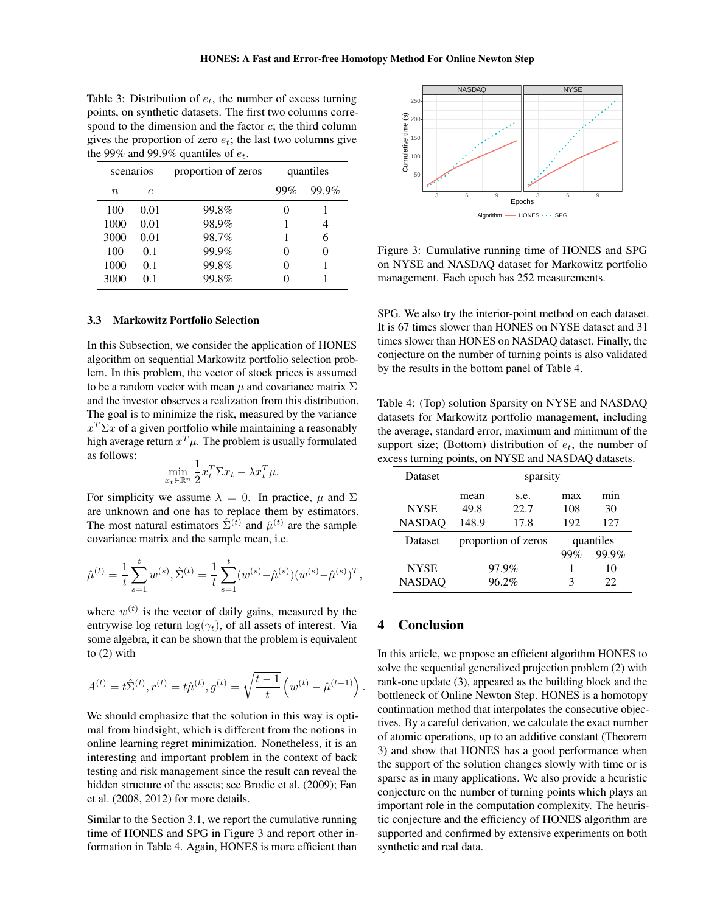Table 3: Distribution of $e_t$, the number of excess turning points, on synthetic datasets. The first two columns correspond to the dimension and the factor $c$; the third column gives the proportion of zero $e_t$; the last two columns give the 99% and 99.9% quantiles of $e_t$.

| scenarios | | proportion of zeros | quantiles | |
|---|---|---|---|---|
| $n$ | $c$ | | 99% | 99.9% |
| 100 | 0.01 | 99.8% | 0 | 1 |
| 1000 | 0.01 | 98.9% | 1 | 4 |
| 3000 | 0.01 | 98.7% | 1 | 6 |
| 100 | 0.1 | 99.9% | 0 | 0 |
| 1000 | 0.1 | 99.8% | 0 | 1 |
| 3000 | 0.1 | 99.8% | 0 | 1 |

### 3.3 Markowitz Portfolio Selection

In this Subsection, we consider the application of HONES algorithm on sequential Markowitz portfolio selection problem. In this problem, the vector of stock prices is assumed to be a random vector with mean $\mu$ and covariance matrix $\Sigma$ and the investor observes a realization from this distribution. The goal is to minimize the risk, measured by the variance $x^T \Sigma x$ of a given portfolio while maintaining a reasonably high average return $x^T \mu$. The problem is usually formulated as follows:

$$\min_{x_t \in \mathbb{R}^n} \frac{1}{2} x_t^T \Sigma x_t - \lambda x_t^T \mu.$$

For simplicity we assume $\lambda = 0$. In practice, $\mu$ and $\Sigma$ are unknown and one has to replace them by estimators. The most natural estimators $\hat{\Sigma}^{(t)}$ and $\hat{\mu}^{(t)}$ are the sample covariance matrix and the sample mean, i.e.

$$\hat{\mu}^{(t)} = \frac{1}{t} \sum_{s=1}^{t} w^{(s)}, \hat{\Sigma}^{(t)} = \frac{1}{t} \sum_{s=1}^{t} (w^{(s)} - \hat{\mu}^{(s)})(w^{(s)} - \hat{\mu}^{(s)})^T,$$

where $w^{(t)}$ is the vector of daily gains, measured by the entrywise log return $\log(\gamma_t)$, of all assets of interest. Via some algebra, it can be shown that the problem is equivalent to (2) with

$$A^{(t)} = t\hat{\Sigma}^{(t)}, r^{(t)} = t\hat{\mu}^{(t)}, g^{(t)} = \sqrt{\frac{t-1}{t}} \left( w^{(t)} - \hat{\mu}^{(t-1)} \right).$$

We should emphasize that the solution in this way is optimal from hindsight, which is different from the notions in online learning regret minimization. Nonetheless, it is an interesting and important problem in the context of back testing and risk management since the result can reveal the hidden structure of the assets; see Brodie et al. (2009); Fan et al. (2008, 2012) for more details.

Similar to the Section 3.1, we report the cumulative running time of HONES and SPG in Figure 3 and report other information in Table 4. Again, HONES is more efficient than SPG. We also try the interior-point method on each dataset. It is 67 times slower than HONES on NYSE dataset and 31 times slower than HONES on NASDAQ dataset. Finally, the conjecture on the number of turning points is also validated by the results in the bottom panel of Table 4.

Figure 3: Cumulative running time of HONES and SPG on NYSE and NASDAQ dataset for Markowitz portfolio management. Each epoch has 252 measurements.

Table 4: (Top) solution Sparsity on NYSE and NASDAQ datasets for Markowitz portfolio management, including the average, standard error, maximum and minimum of the support size; (Bottom) distribution of $e_t$, the number of excess turning points, on NYSE and NASDAQ datasets.

| Dataset | sparsity | | | |
|---|---|---|---|---|
| | mean | s.e. | max | min |
| NYSE | 49.8 | 22.7 | 108 | 30 |
| NASDAQ | 148.9 | 17.8 | 192 | 127 |

| Dataset | proportion of zeros | quantiles | |
|---|---|---|---|
| | | 99% | 99.9% |
| NYSE | 97.9% | 1 | 10 |
| NASDAQ | 96.2% | 3 | 22 |

## 4 Conclusion

In this article, we propose an efficient algorithm HONES to solve the sequential generalized projection problem (2) with rank-one update (3), appeared as the building block and the bottleneck of Online Newton Step. HONES is a homotopy continuation method that interpolates the consecutive objectives. By a careful derivation, we calculate the exact number of atomic operations, up to an additive constant (Theorem 3) and show that HONES has a good performance when the support of the solution changes slowly with time or is sparse as in many applications. We also provide a heuristic conjecture on the number of turning points which plays an important role in the computation complexity. The heuristic conjecture and the efficiency of HONES algorithm are supported and confirmed by extensive experiments on both synthetic and real data.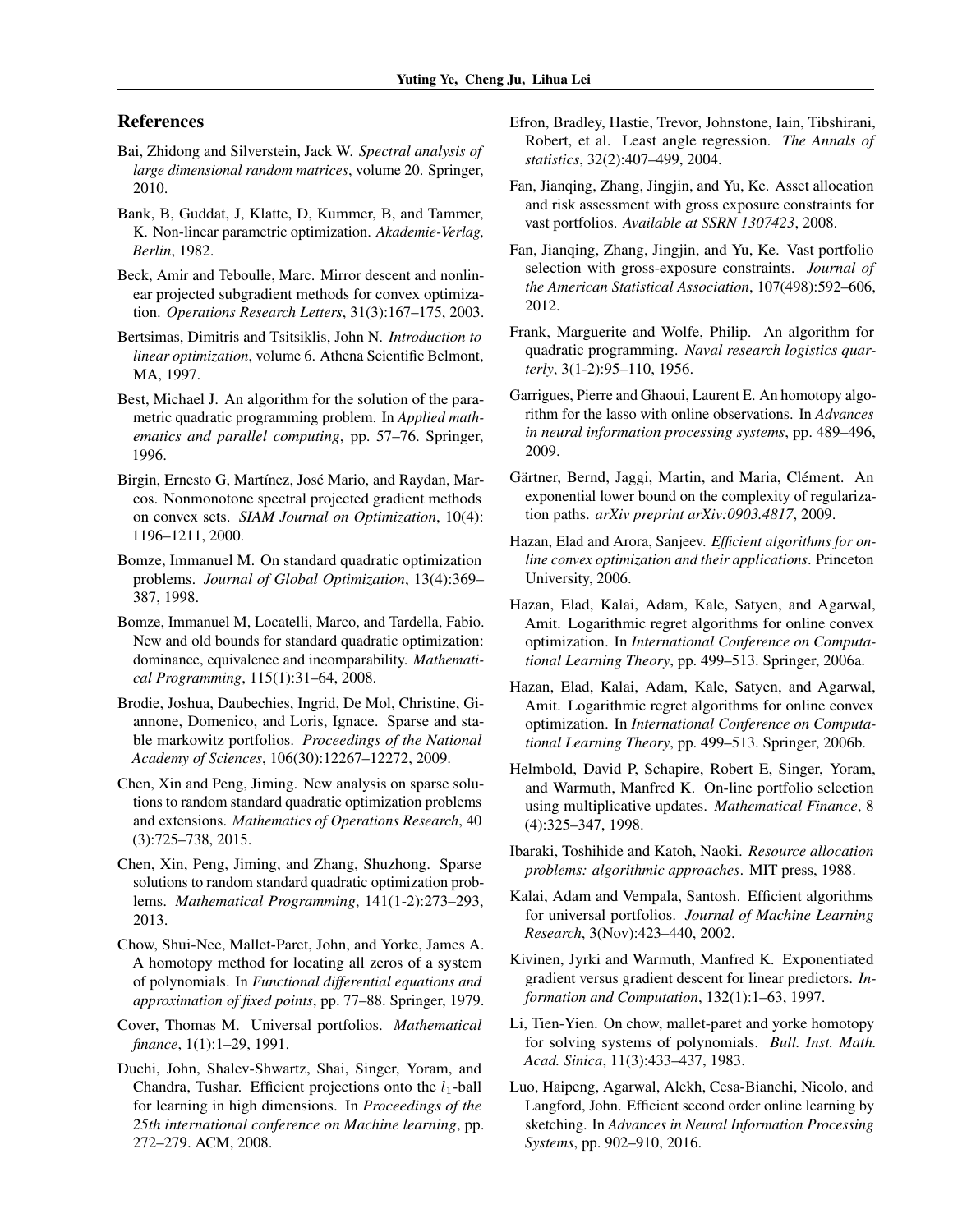## References

Bai, Zhidong and Silverstein, Jack W. *Spectral analysis of large dimensional random matrices*, volume 20. Springer, 2010.

Bank, B, Guddat, J, Klatte, D, Kummer, B, and Tammer, K. Non-linear parametric optimization. *Akademie-Verlag, Berlin*, 1982.

Beck, Amir and Teboulle, Marc. Mirror descent and nonlinear projected subgradient methods for convex optimization. *Operations Research Letters*, 31(3):167–175, 2003.

Bertsimas, Dimitris and Tsitsiklis, John N. *Introduction to linear optimization*, volume 6. Athena Scientific Belmont, MA, 1997.

Best, Michael J. An algorithm for the solution of the parametric quadratic programming problem. In *Applied mathematics and parallel computing*, pp. 57–76. Springer, 1996.

Birgin, Ernesto G, Martínez, José Mario, and Raydan, Marcos. Nonmonotone spectral projected gradient methods on convex sets. *SIAM Journal on Optimization*, 10(4): 1196–1211, 2000.

Bomze, Immanuel M. On standard quadratic optimization problems. *Journal of Global Optimization*, 13(4):369–387, 1998.

Bomze, Immanuel M, Locatelli, Marco, and Tardella, Fabio. New and old bounds for standard quadratic optimization: dominance, equivalence and incomparability. *Mathematical Programming*, 115(1):31–64, 2008.

Brodie, Joshua, Daubechies, Ingrid, De Mol, Christine, Giannone, Domenico, and Loris, Ignace. Sparse and stable markowitz portfolios. *Proceedings of the National Academy of Sciences*, 106(30):12267–12272, 2009.

Chen, Xin and Peng, Jiming. New analysis on sparse solutions to random standard quadratic optimization problems and extensions. *Mathematics of Operations Research*, 40 (3):725–738, 2015.

Chen, Xin, Peng, Jiming, and Zhang, Shuzhong. Sparse solutions to random standard quadratic optimization problems. *Mathematical Programming*, 141(1-2):273–293, 2013.

Chow, Shui-Nee, Mallet-Paret, John, and Yorke, James A. A homotopy method for locating all zeros of a system of polynomials. In *Functional differential equations and approximation of fixed points*, pp. 77–88. Springer, 1979.

Cover, Thomas M. Universal portfolios. *Mathematical finance*, 1(1):1–29, 1991.

Duchi, John, Shalev-Shwartz, Shai, Singer, Yoram, and Chandra, Tushar. Efficient projections onto the $l_1$-ball for learning in high dimensions. In *Proceedings of the 25th international conference on Machine learning*, pp. 272–279. ACM, 2008.

Efron, Bradley, Hastie, Trevor, Johnstone, Iain, Tibshirani, Robert, et al. Least angle regression. *The Annals of statistics*, 32(2):407–499, 2004.

Fan, Jianqing, Zhang, Jingjin, and Yu, Ke. Asset allocation and risk assessment with gross exposure constraints for vast portfolios. *Available at SSRN 1307423*, 2008.

Fan, Jianqing, Zhang, Jingjin, and Yu, Ke. Vast portfolio selection with gross-exposure constraints. *Journal of the American Statistical Association*, 107(498):592–606, 2012.

Frank, Marguerite and Wolfe, Philip. An algorithm for quadratic programming. *Naval research logistics quarterly*, 3(1-2):95–110, 1956.

Garrigues, Pierre and Ghaoui, Laurent E. An homotopy algorithm for the lasso with online observations. In *Advances in neural information processing systems*, pp. 489–496, 2009.

Gärtner, Bernd, Jaggi, Martin, and Maria, Clément. An exponential lower bound on the complexity of regularization paths. *arXiv preprint arXiv:0903.4817*, 2009.

Hazan, Elad and Arora, Sanjeev. *Efficient algorithms for online convex optimization and their applications*. Princeton University, 2006.

Hazan, Elad, Kalai, Adam, Kale, Satyen, and Agarwal, Amit. Logarithmic regret algorithms for online convex optimization. In *International Conference on Computational Learning Theory*, pp. 499–513. Springer, 2006a.

Hazan, Elad, Kalai, Adam, Kale, Satyen, and Agarwal, Amit. Logarithmic regret algorithms for online convex optimization. In *International Conference on Computational Learning Theory*, pp. 499–513. Springer, 2006b.

Helmbold, David P, Schapire, Robert E, Singer, Yoram, and Warmuth, Manfred K. On-line portfolio selection using multiplicative updates. *Mathematical Finance*, 8 (4):325–347, 1998.

Ibaraki, Toshihide and Katoh, Naoki. *Resource allocation problems: algorithmic approaches*. MIT press, 1988.

Kalai, Adam and Vempala, Santosh. Efficient algorithms for universal portfolios. *Journal of Machine Learning Research*, 3(Nov):423–440, 2002.

Kivinen, Jyrki and Warmuth, Manfred K. Exponentiated gradient versus gradient descent for linear predictors. *Information and Computation*, 132(1):1–63, 1997.

Li, Tien-Yien. On chow, mallet-paret and yorke homotopy for solving systems of polynomials. *Bull. Inst. Math. Acad. Sinica*, 11(3):433–437, 1983.

Luo, Haipeng, Agarwal, Alekh, Cesa-Bianchi, Nicolo, and Langford, John. Efficient second order online learning by sketching. In *Advances in Neural Information Processing Systems*, pp. 902–910, 2016.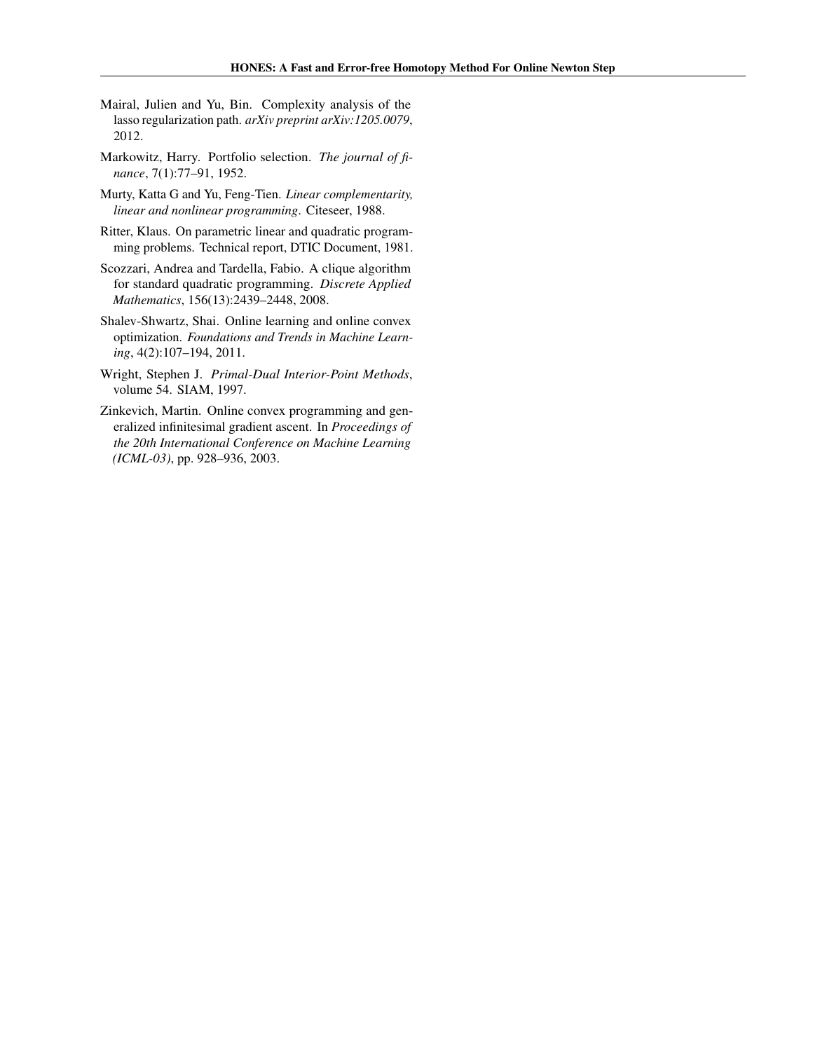Mairal, Julien and Yu, Bin. Complexity analysis of the lasso regularization path. *arXiv preprint arXiv:1205.0079*, 2012.

Markowitz, Harry. Portfolio selection. *The journal of finance*, 7(1):77–91, 1952.

Murty, Katta G and Yu, Feng-Tien. *Linear complementarity, linear and nonlinear programming*. Citeseer, 1988.

Ritter, Klaus. On parametric linear and quadratic programming problems. Technical report, DTIC Document, 1981.

Scozzari, Andrea and Tardella, Fabio. A clique algorithm for standard quadratic programming. *Discrete Applied Mathematics*, 156(13):2439–2448, 2008.

Shalev-Shwartz, Shai. Online learning and online convex optimization. *Foundations and Trends in Machine Learning*, 4(2):107–194, 2011.

Wright, Stephen J. *Primal-Dual Interior-Point Methods*, volume 54. SIAM, 1997.

Zinkevich, Martin. Online convex programming and generalized infinitesimal gradient ascent. In *Proceedings of the 20th International Conference on Machine Learning (ICML-03)*, pp. 928–936, 2003.